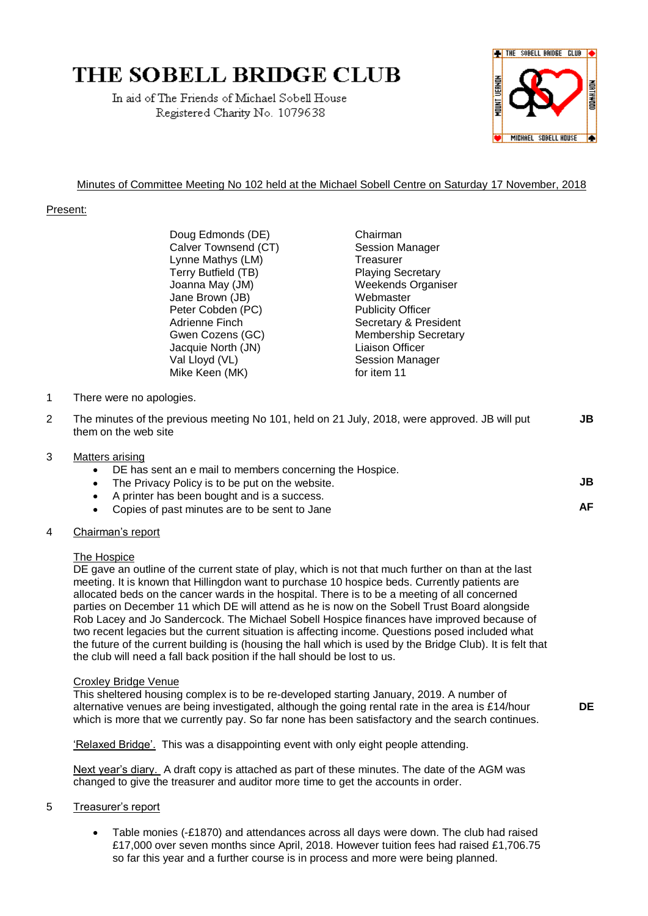# THE SOBELL BRIDGE CLUB

In aid of The Friends of Michael Sobell House
Registered Charity No. 1079638

Minutes of Committee Meeting No 102 held at the Michael Sobell Centre on Saturday 17 November, 2018

Present:

| | |
|---|---|
| Doug Edmonds (DE) | Chairman |
| Calver Townsend (CT) | Session Manager |
| Lynne Mathys (LM) | Treasurer |
| Terry Butfield (TB) | Playing Secretary |
| Joanna May (JM) | Weekends Organiser |
| Jane Brown (JB) | Webmaster |
| Peter Cobden (PC) | Publicity Officer |
| Adrienne Finch | Secretary & President |
| Gwen Cozens (GC) | Membership Secretary |
| Jacquie North (JN) | Liaison Officer |
| Val Lloyd (VL) | Session Manager |
| Mike Keen (MK) | for item 11 |

1 There were no apologies.

2 The minutes of the previous meeting No 101, held on 21 July, 2018, were approved. JB will put them on the web site **JB**

3 Matters arising

- DE has sent an e mail to members concerning the Hospice.
- The Privacy Policy is to be put on the website. **JB**
- A printer has been bought and is a success.
- Copies of past minutes are to be sent to Jane **AF**

4 Chairman's report

The Hospice

DE gave an outline of the current state of play, which is not that much further on than at the last meeting. It is known that Hillingdon want to purchase 10 hospice beds. Currently patients are allocated beds on the cancer wards in the hospital. There is to be a meeting of all concerned parties on December 11 which DE will attend as he is now on the Sobell Trust Board alongside Rob Lacey and Jo Sandercock. The Michael Sobell Hospice finances have improved because of two recent legacies but the current situation is affecting income. Questions posed included what the future of the current building is (housing the hall which is used by the Bridge Club). It is felt that the club will need a fall back position if the hall should be lost to us.

Croxley Bridge Venue

This sheltered housing complex is to be re-developed starting January, 2019. A number of alternative venues are being investigated, although the going rental rate in the area is £14/hour which is more that we currently pay. So far none has been satisfactory and the search continues. **DE**

'Relaxed Bridge'. This was a disappointing event with only eight people attending.

Next year's diary. A draft copy is attached as part of these minutes. The date of the AGM was changed to give the treasurer and auditor more time to get the accounts in order.

5 Treasurer's report

- Table monies (-£1870) and attendances across all days were down. The club had raised £17,000 over seven months since April, 2018. However tuition fees had raised £1,706.75 so far this year and a further course is in process and more were being planned.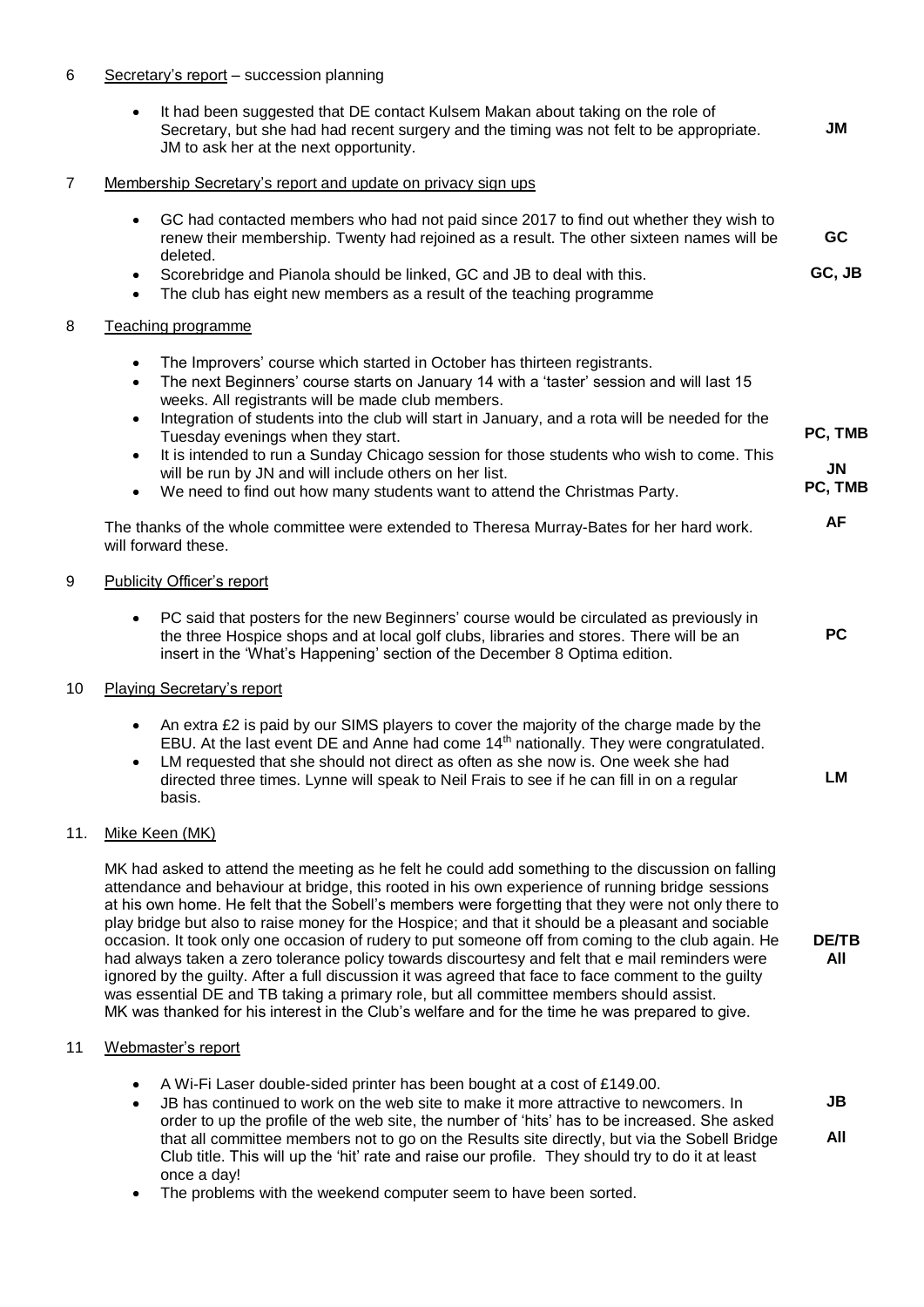6 Secretary's report – succession planning

- It had been suggested that DE contact Kulsem Makan about taking on the role of Secretary, but she had had recent surgery and the timing was not felt to be appropriate. JM to ask her at the next opportunity. **JM**

7 Membership Secretary's report and update on privacy sign ups

- GC had contacted members who had not paid since 2017 to find out whether they wish to renew their membership. Twenty had rejoined as a result. The other sixteen names will be deleted. **GC**
- Scorebridge and Pianola should be linked, GC and JB to deal with this. **GC, JB**
- The club has eight new members as a result of the teaching programme

8 Teaching programme

- The Improvers' course which started in October has thirteen registrants.
- The next Beginners' course starts on January 14 with a 'taster' session and will last 15 weeks. All registrants will be made club members.
- Integration of students into the club will start in January, and a rota will be needed for the Tuesday evenings when they start. **PC, TMB**
- It is intended to run a Sunday Chicago session for those students who wish to come. This will be run by JN and will include others on her list. **JN**
- We need to find out how many students want to attend the Christmas Party. **PC, TMB**

The thanks of the whole committee were extended to Theresa Murray-Bates for her hard work. will forward these. **AF**

9 Publicity Officer's report

- PC said that posters for the new Beginners' course would be circulated as previously in the three Hospice shops and at local golf clubs, libraries and stores. There will be an insert in the 'What's Happening' section of the December 8 Optima edition. **PC**

10 Playing Secretary's report

- An extra £2 is paid by our SIMS players to cover the majority of the charge made by the EBU. At the last event DE and Anne had come 14th nationally. They were congratulated.
- LM requested that she should not direct as often as she now is. One week she had directed three times. Lynne will speak to Neil Frais to see if he can fill in on a regular basis. **LM**

11. Mike Keen (MK)

MK had asked to attend the meeting as he felt he could add something to the discussion on falling attendance and behaviour at bridge, this rooted in his own experience of running bridge sessions at his own home. He felt that the Sobell's members were forgetting that they were not only there to play bridge but also to raise money for the Hospice; and that it should be a pleasant and sociable occasion. It took only one occasion of rudery to put someone off from coming to the club again. He had always taken a zero tolerance policy towards discourtesy and felt that e mail reminders were ignored by the guilty. After a full discussion it was agreed that face to face comment to the guilty was essential DE and TB taking a primary role, but all committee members should assist. MK was thanked for his interest in the Club's welfare and for the time he was prepared to give. **DE/TB** **All**

11 Webmaster's report

- A Wi-Fi Laser double-sided printer has been bought at a cost of £149.00.
- JB has continued to work on the web site to make it more attractive to newcomers. In order to up the profile of the web site, the number of 'hits' has to be increased. She asked that all committee members not to go on the Results site directly, but via the Sobell Bridge Club title. This will up the 'hit' rate and raise our profile. They should try to do it at least once a day! **JB** **All**
- The problems with the weekend computer seem to have been sorted.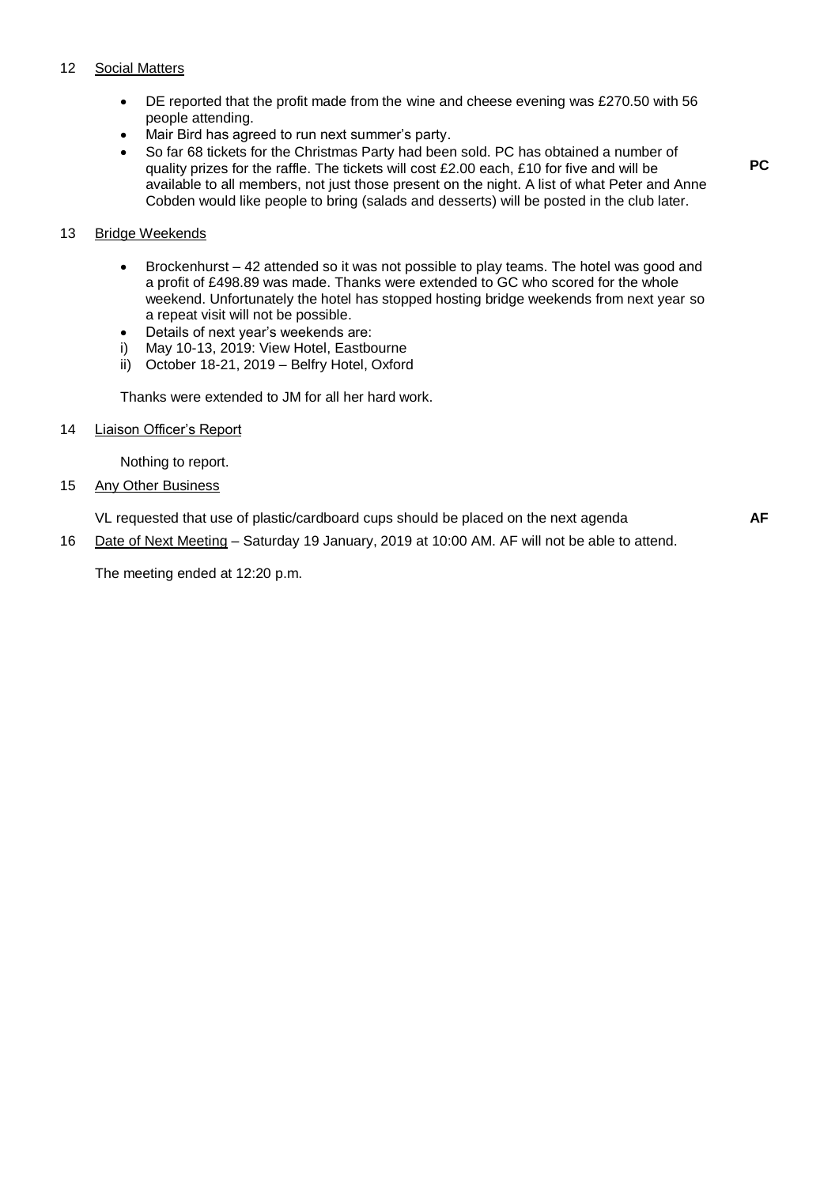12 Social Matters

- DE reported that the profit made from the wine and cheese evening was £270.50 with 56 people attending.
- Mair Bird has agreed to run next summer's party.
- So far 68 tickets for the Christmas Party had been sold. PC has obtained a number of quality prizes for the raffle. The tickets will cost £2.00 each, £10 for five and will be available to all members, not just those present on the night. A list of what Peter and Anne Cobden would like people to bring (salads and desserts) will be posted in the club later. **PC**

13 Bridge Weekends

- Brockenhurst – 42 attended so it was not possible to play teams. The hotel was good and a profit of £498.89 was made. Thanks were extended to GC who scored for the whole weekend. Unfortunately the hotel has stopped hosting bridge weekends from next year so a repeat visit will not be possible.
- Details of next year's weekends are:

i) May 10-13, 2019: View Hotel, Eastbourne
ii) October 18-21, 2019 – Belfry Hotel, Oxford

Thanks were extended to JM for all her hard work.

14 Liaison Officer's Report

Nothing to report.

15 Any Other Business

VL requested that use of plastic/cardboard cups should be placed on the next agenda **AF**

16 Date of Next Meeting – Saturday 19 January, 2019 at 10:00 AM. AF will not be able to attend.

The meeting ended at 12:20 p.m.